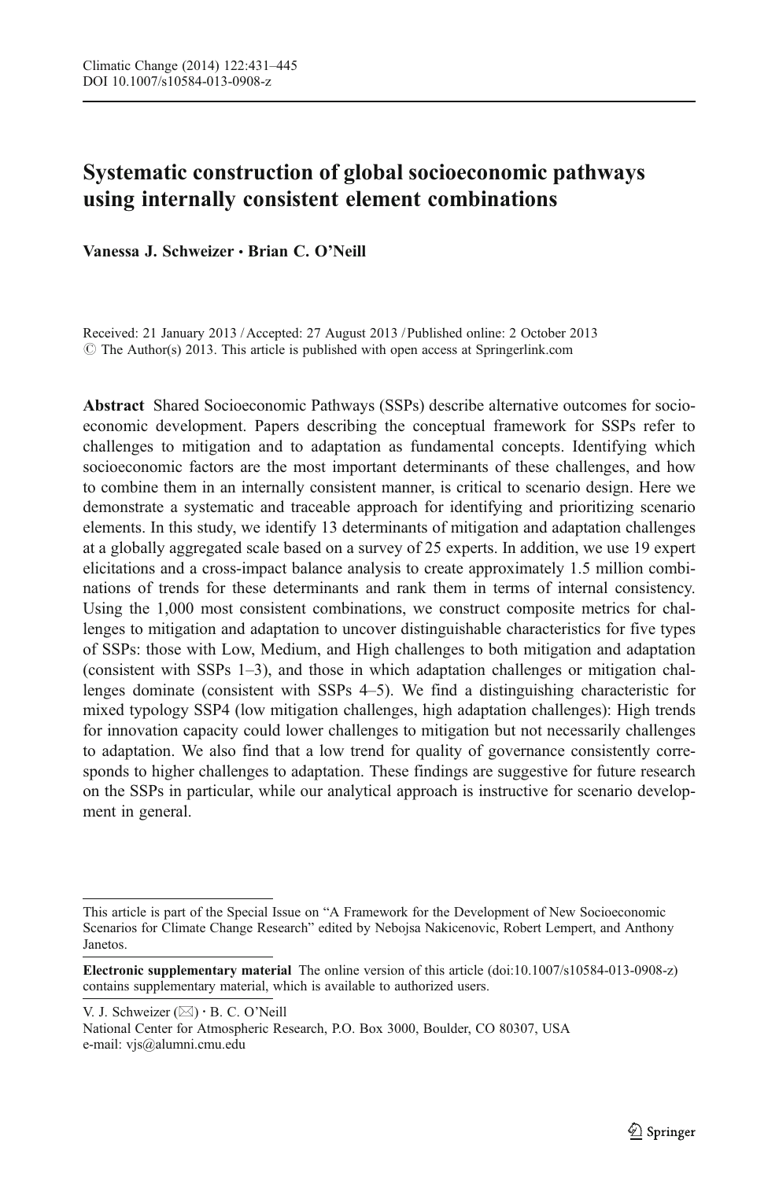# Systematic construction of global socioeconomic pathways using internally consistent element combinations

**Vanessa J. Schweizer · Brian C. O'Neill**

Received: 21 January 2013 / Accepted: 27 August 2013 / Published online: 2 October 2013
© The Author(s) 2013. This article is published with open access at Springerlink.com

**Abstract** Shared Socioeconomic Pathways (SSPs) describe alternative outcomes for socioeconomic development. Papers describing the conceptual framework for SSPs refer to challenges to mitigation and to adaptation as fundamental concepts. Identifying which socioeconomic factors are the most important determinants of these challenges, and how to combine them in an internally consistent manner, is critical to scenario design. Here we demonstrate a systematic and traceable approach for identifying and prioritizing scenario elements. In this study, we identify 13 determinants of mitigation and adaptation challenges at a globally aggregated scale based on a survey of 25 experts. In addition, we use 19 expert elicitations and a cross-impact balance analysis to create approximately 1.5 million combinations of trends for these determinants and rank them in terms of internal consistency. Using the 1,000 most consistent combinations, we construct composite metrics for challenges to mitigation and adaptation to uncover distinguishable characteristics for five types of SSPs: those with Low, Medium, and High challenges to both mitigation and adaptation (consistent with SSPs 1–3), and those in which adaptation challenges or mitigation challenges dominate (consistent with SSPs 4–5). We find a distinguishing characteristic for mixed typology SSP4 (low mitigation challenges, high adaptation challenges): High trends for innovation capacity could lower challenges to mitigation but not necessarily challenges to adaptation. We also find that a low trend for quality of governance consistently corresponds to higher challenges to adaptation. These findings are suggestive for future research on the SSPs in particular, while our analytical approach is instructive for scenario development in general.

---

This article is part of the Special Issue on "A Framework for the Development of New Socioeconomic Scenarios for Climate Change Research" edited by Nebojsa Nakicenovic, Robert Lempert, and Anthony Janetos.

**Electronic supplementary material** The online version of this article (doi:10.1007/s10584-013-0908-z) contains supplementary material, which is available to authorized users.

V. J. Schweizer (✉) · B. C. O'Neill
National Center for Atmospheric Research, P.O. Box 3000, Boulder, CO 80307, USA
e-mail: vjs@alumni.cmu.edu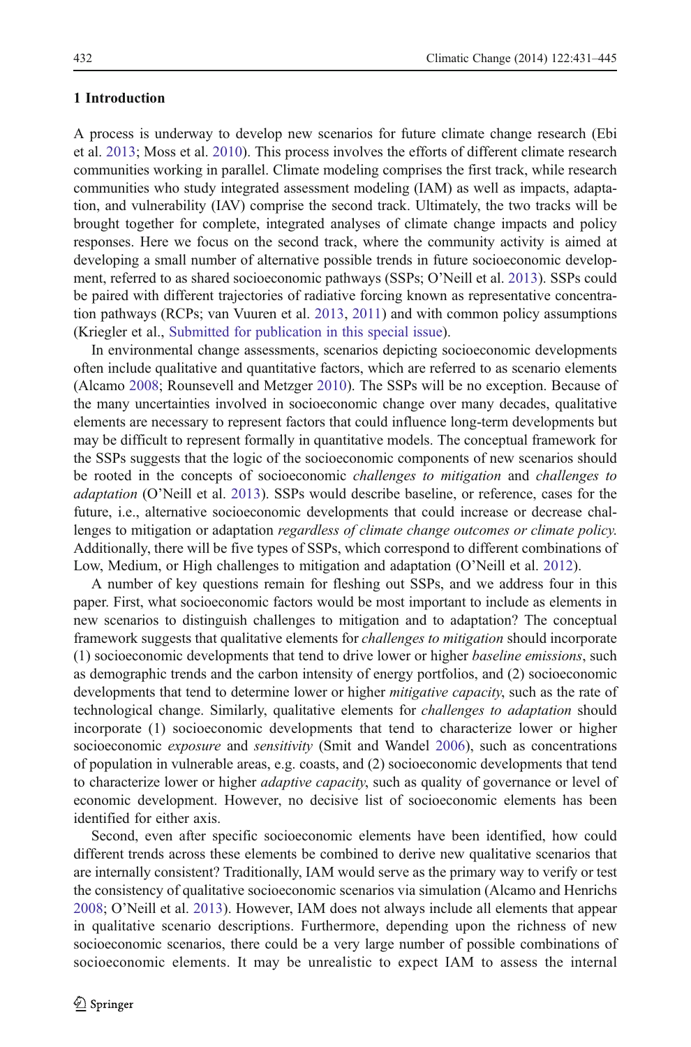## 1 Introduction

A process is underway to develop new scenarios for future climate change research (Ebi et al. 2013; Moss et al. 2010). This process involves the efforts of different climate research communities working in parallel. Climate modeling comprises the first track, while research communities who study integrated assessment modeling (IAM) as well as impacts, adaptation, and vulnerability (IAV) comprise the second track. Ultimately, the two tracks will be brought together for complete, integrated analyses of climate change impacts and policy responses. Here we focus on the second track, where the community activity is aimed at developing a small number of alternative possible trends in future socioeconomic development, referred to as shared socioeconomic pathways (SSPs; O'Neill et al. 2013). SSPs could be paired with different trajectories of radiative forcing known as representative concentration pathways (RCPs; van Vuuren et al. 2013, 2011) and with common policy assumptions (Kriegler et al., Submitted for publication in this special issue).

In environmental change assessments, scenarios depicting socioeconomic developments often include qualitative and quantitative factors, which are referred to as scenario elements (Alcamo 2008; Rounsevell and Metzger 2010). The SSPs will be no exception. Because of the many uncertainties involved in socioeconomic change over many decades, qualitative elements are necessary to represent factors that could influence long-term developments but may be difficult to represent formally in quantitative models. The conceptual framework for the SSPs suggests that the logic of the socioeconomic components of new scenarios should be rooted in the concepts of socioeconomic *challenges to mitigation* and *challenges to adaptation* (O'Neill et al. 2013). SSPs would describe baseline, or reference, cases for the future, i.e., alternative socioeconomic developments that could increase or decrease challenges to mitigation or adaptation *regardless of climate change outcomes or climate policy.* Additionally, there will be five types of SSPs, which correspond to different combinations of Low, Medium, or High challenges to mitigation and adaptation (O'Neill et al. 2012).

A number of key questions remain for fleshing out SSPs, and we address four in this paper. First, what socioeconomic factors would be most important to include as elements in new scenarios to distinguish challenges to mitigation and to adaptation? The conceptual framework suggests that qualitative elements for *challenges to mitigation* should incorporate (1) socioeconomic developments that tend to drive lower or higher *baseline emissions*, such as demographic trends and the carbon intensity of energy portfolios, and (2) socioeconomic developments that tend to determine lower or higher *mitigative capacity*, such as the rate of technological change. Similarly, qualitative elements for *challenges to adaptation* should incorporate (1) socioeconomic developments that tend to characterize lower or higher socioeconomic *exposure* and *sensitivity* (Smit and Wandel 2006), such as concentrations of population in vulnerable areas, e.g. coasts, and (2) socioeconomic developments that tend to characterize lower or higher *adaptive capacity*, such as quality of governance or level of economic development. However, no decisive list of socioeconomic elements has been identified for either axis.

Second, even after specific socioeconomic elements have been identified, how could different trends across these elements be combined to derive new qualitative scenarios that are internally consistent? Traditionally, IAM would serve as the primary way to verify or test the consistency of qualitative socioeconomic scenarios via simulation (Alcamo and Henrichs 2008; O'Neill et al. 2013). However, IAM does not always include all elements that appear in qualitative scenario descriptions. Furthermore, depending upon the richness of new socioeconomic scenarios, there could be a very large number of possible combinations of socioeconomic elements. It may be unrealistic to expect IAM to assess the internal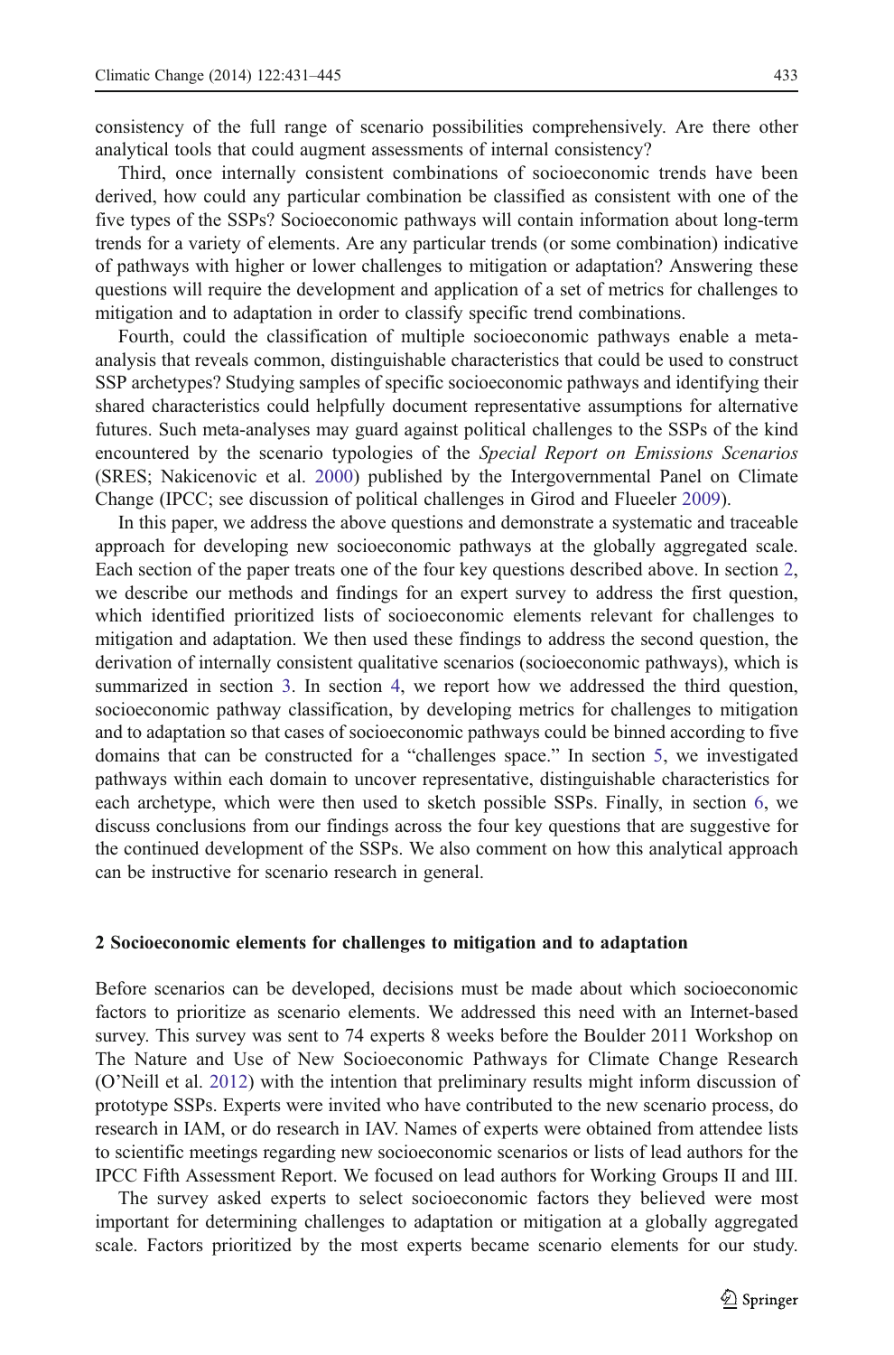consistency of the full range of scenario possibilities comprehensively. Are there other analytical tools that could augment assessments of internal consistency?

Third, once internally consistent combinations of socioeconomic trends have been derived, how could any particular combination be classified as consistent with one of the five types of the SSPs? Socioeconomic pathways will contain information about long-term trends for a variety of elements. Are any particular trends (or some combination) indicative of pathways with higher or lower challenges to mitigation or adaptation? Answering these questions will require the development and application of a set of metrics for challenges to mitigation and to adaptation in order to classify specific trend combinations.

Fourth, could the classification of multiple socioeconomic pathways enable a meta-analysis that reveals common, distinguishable characteristics that could be used to construct SSP archetypes? Studying samples of specific socioeconomic pathways and identifying their shared characteristics could helpfully document representative assumptions for alternative futures. Such meta-analyses may guard against political challenges to the SSPs of the kind encountered by the scenario typologies of the *Special Report on Emissions Scenarios* (SRES; Nakicenovic et al. 2000) published by the Intergovernmental Panel on Climate Change (IPCC; see discussion of political challenges in Girod and Flueeler 2009).

In this paper, we address the above questions and demonstrate a systematic and traceable approach for developing new socioeconomic pathways at the globally aggregated scale. Each section of the paper treats one of the four key questions described above. In section 2, we describe our methods and findings for an expert survey to address the first question, which identified prioritized lists of socioeconomic elements relevant for challenges to mitigation and adaptation. We then used these findings to address the second question, the derivation of internally consistent qualitative scenarios (socioeconomic pathways), which is summarized in section 3. In section 4, we report how we addressed the third question, socioeconomic pathway classification, by developing metrics for challenges to mitigation and to adaptation so that cases of socioeconomic pathways could be binned according to five domains that can be constructed for a "challenges space." In section 5, we investigated pathways within each domain to uncover representative, distinguishable characteristics for each archetype, which were then used to sketch possible SSPs. Finally, in section 6, we discuss conclusions from our findings across the four key questions that are suggestive for the continued development of the SSPs. We also comment on how this analytical approach can be instructive for scenario research in general.

## 2 Socioeconomic elements for challenges to mitigation and to adaptation

Before scenarios can be developed, decisions must be made about which socioeconomic factors to prioritize as scenario elements. We addressed this need with an Internet-based survey. This survey was sent to 74 experts 8 weeks before the Boulder 2011 Workshop on The Nature and Use of New Socioeconomic Pathways for Climate Change Research (O'Neill et al. 2012) with the intention that preliminary results might inform discussion of prototype SSPs. Experts were invited who have contributed to the new scenario process, do research in IAM, or do research in IAV. Names of experts were obtained from attendee lists to scientific meetings regarding new socioeconomic scenarios or lists of lead authors for the IPCC Fifth Assessment Report. We focused on lead authors for Working Groups II and III.

The survey asked experts to select socioeconomic factors they believed were most important for determining challenges to adaptation or mitigation at a globally aggregated scale. Factors prioritized by the most experts became scenario elements for our study.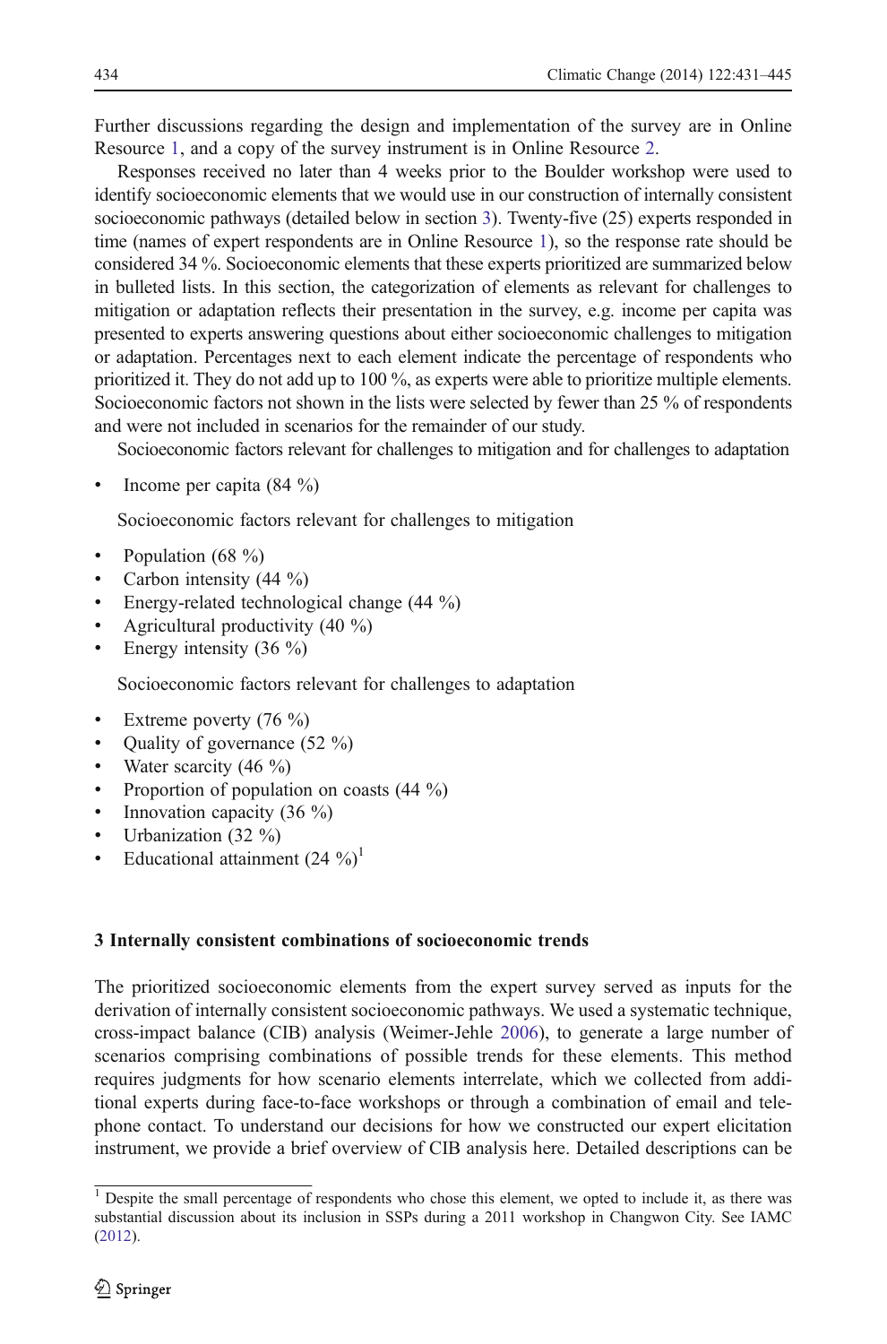Further discussions regarding the design and implementation of the survey are in Online Resource 1, and a copy of the survey instrument is in Online Resource 2.

Responses received no later than 4 weeks prior to the Boulder workshop were used to identify socioeconomic elements that we would use in our construction of internally consistent socioeconomic pathways (detailed below in section 3). Twenty-five (25) experts responded in time (names of expert respondents are in Online Resource 1), so the response rate should be considered 34 %. Socioeconomic elements that these experts prioritized are summarized below in bulleted lists. In this section, the categorization of elements as relevant for challenges to mitigation or adaptation reflects their presentation in the survey, e.g. income per capita was presented to experts answering questions about either socioeconomic challenges to mitigation or adaptation. Percentages next to each element indicate the percentage of respondents who prioritized it. They do not add up to 100 %, as experts were able to prioritize multiple elements. Socioeconomic factors not shown in the lists were selected by fewer than 25 % of respondents and were not included in scenarios for the remainder of our study.

Socioeconomic factors relevant for challenges to mitigation and for challenges to adaptation

- Income per capita (84 %)

Socioeconomic factors relevant for challenges to mitigation

- Population (68 %)
- Carbon intensity (44 %)
- Energy-related technological change (44 %)
- Agricultural productivity (40 %)
- Energy intensity (36 %)

Socioeconomic factors relevant for challenges to adaptation

- Extreme poverty (76 %)
- Quality of governance (52 %)
- Water scarcity (46 %)
- Proportion of population on coasts (44 %)
- Innovation capacity (36 %)
- Urbanization (32 %)
- Educational attainment (24 %)[1]

## 3 Internally consistent combinations of socioeconomic trends

The prioritized socioeconomic elements from the expert survey served as inputs for the derivation of internally consistent socioeconomic pathways. We used a systematic technique, cross-impact balance (CIB) analysis (Weimer-Jehle 2006), to generate a large number of scenarios comprising combinations of possible trends for these elements. This method requires judgments for how scenario elements interrelate, which we collected from additional experts during face-to-face workshops or through a combination of email and telephone contact. To understand our decisions for how we constructed our expert elicitation instrument, we provide a brief overview of CIB analysis here. Detailed descriptions can be

[1] Despite the small percentage of respondents who chose this element, we opted to include it, as there was substantial discussion about its inclusion in SSPs during a 2011 workshop in Changwon City. See IAMC (2012).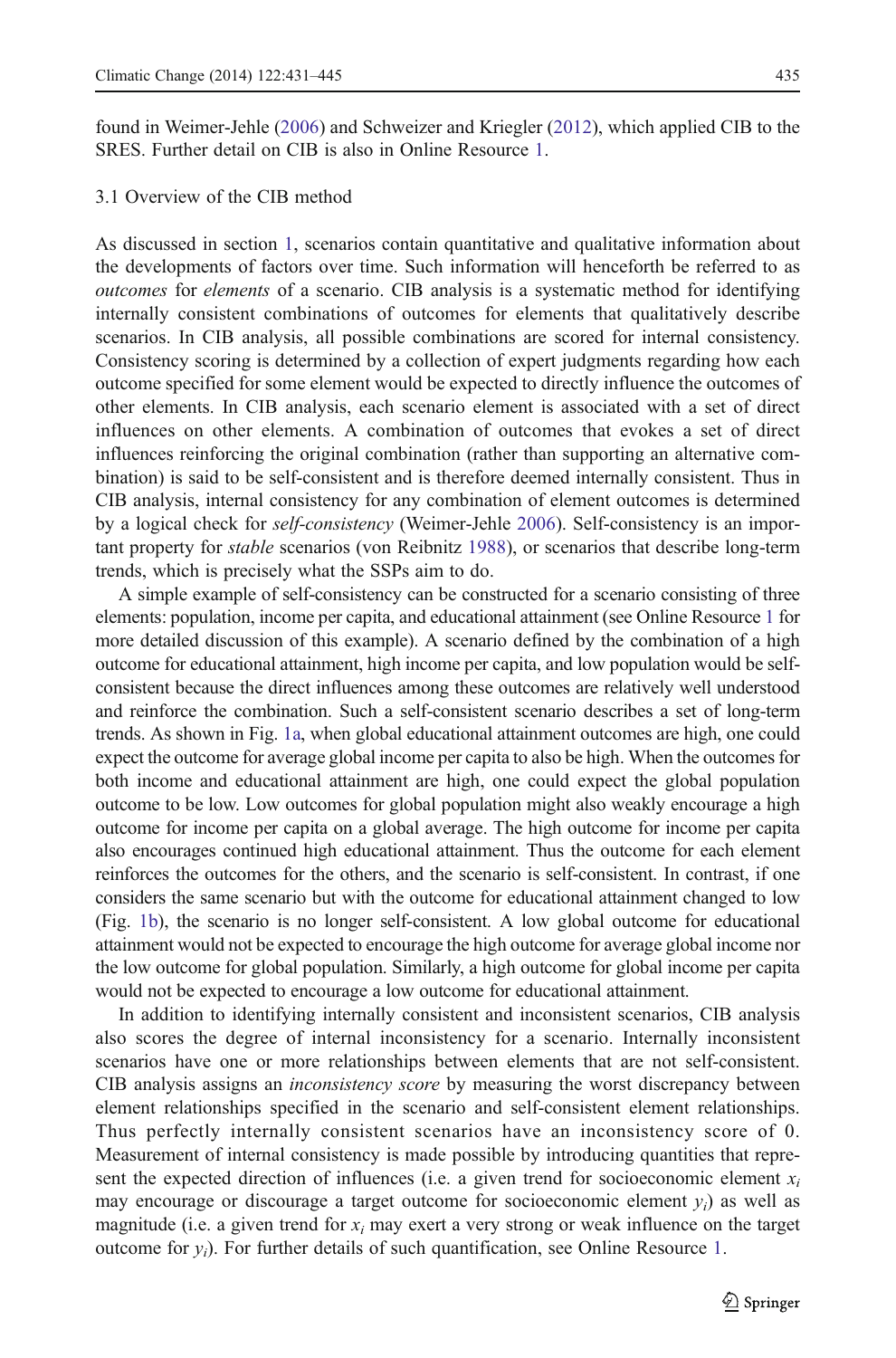found in Weimer-Jehle (2006) and Schweizer and Kriegler (2012), which applied CIB to the SRES. Further detail on CIB is also in Online Resource 1.

### 3.1 Overview of the CIB method

As discussed in section 1, scenarios contain quantitative and qualitative information about the developments of factors over time. Such information will henceforth be referred to as *outcomes* for *elements* of a scenario. CIB analysis is a systematic method for identifying internally consistent combinations of outcomes for elements that qualitatively describe scenarios. In CIB analysis, all possible combinations are scored for internal consistency. Consistency scoring is determined by a collection of expert judgments regarding how each outcome specified for some element would be expected to directly influence the outcomes of other elements. In CIB analysis, each scenario element is associated with a set of direct influences on other elements. A combination of outcomes that evokes a set of direct influences reinforcing the original combination (rather than supporting an alternative combination) is said to be self-consistent and is therefore deemed internally consistent. Thus in CIB analysis, internal consistency for any combination of element outcomes is determined by a logical check for *self-consistency* (Weimer-Jehle 2006). Self-consistency is an important property for *stable* scenarios (von Reibnitz 1988), or scenarios that describe long-term trends, which is precisely what the SSPs aim to do.

A simple example of self-consistency can be constructed for a scenario consisting of three elements: population, income per capita, and educational attainment (see Online Resource 1 for more detailed discussion of this example). A scenario defined by the combination of a high outcome for educational attainment, high income per capita, and low population would be self-consistent because the direct influences among these outcomes are relatively well understood and reinforce the combination. Such a self-consistent scenario describes a set of long-term trends. As shown in Fig. 1a, when global educational attainment outcomes are high, one could expect the outcome for average global income per capita to also be high. When the outcomes for both income and educational attainment are high, one could expect the global population outcome to be low. Low outcomes for global population might also weakly encourage a high outcome for income per capita on a global average. The high outcome for income per capita also encourages continued high educational attainment. Thus the outcome for each element reinforces the outcomes for the others, and the scenario is self-consistent. In contrast, if one considers the same scenario but with the outcome for educational attainment changed to low (Fig. 1b), the scenario is no longer self-consistent. A low global outcome for educational attainment would not be expected to encourage the high outcome for average global income nor the low outcome for global population. Similarly, a high outcome for global income per capita would not be expected to encourage a low outcome for educational attainment.

In addition to identifying internally consistent and inconsistent scenarios, CIB analysis also scores the degree of internal inconsistency for a scenario. Internally inconsistent scenarios have one or more relationships between elements that are not self-consistent. CIB analysis assigns an *inconsistency score* by measuring the worst discrepancy between element relationships specified in the scenario and self-consistent element relationships. Thus perfectly internally consistent scenarios have an inconsistency score of 0. Measurement of internal consistency is made possible by introducing quantities that represent the expected direction of influences (i.e. a given trend for socioeconomic element $x_i$ may encourage or discourage a target outcome for socioeconomic element $y_i$) as well as magnitude (i.e. a given trend for $x_i$ may exert a very strong or weak influence on the target outcome for $y_i$). For further details of such quantification, see Online Resource 1.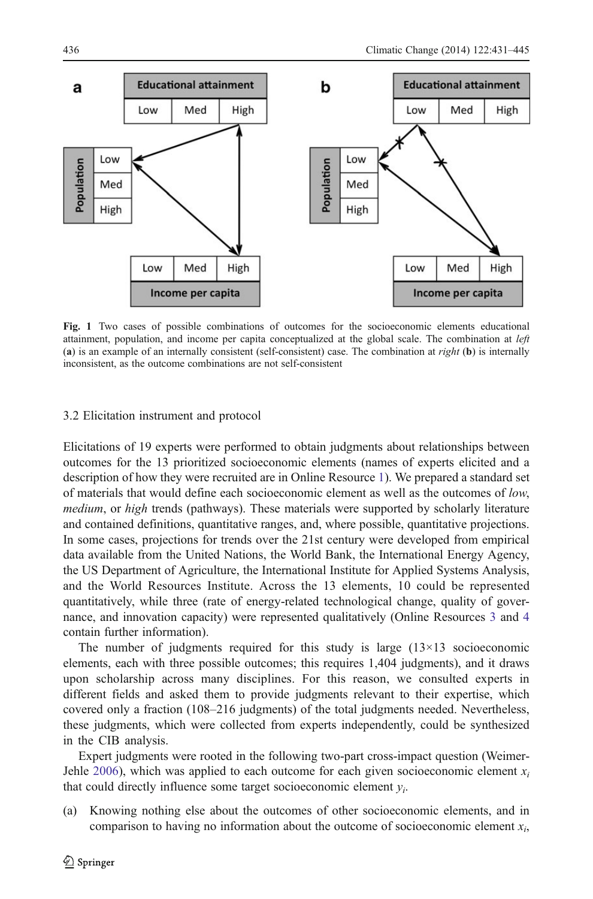**Fig. 1** Two cases of possible combinations of outcomes for the socioeconomic elements educational attainment, population, and income per capita conceptualized at the global scale. The combination at *left* (**a**) is an example of an internally consistent (self-consistent) case. The combination at *right* (**b**) is internally inconsistent, as the outcome combinations are not self-consistent

### 3.2 Elicitation instrument and protocol

Elicitations of 19 experts were performed to obtain judgments about relationships between outcomes for the 13 prioritized socioeconomic elements (names of experts elicited and a description of how they were recruited are in Online Resource 1). We prepared a standard set of materials that would define each socioeconomic element as well as the outcomes of *low*, *medium*, or *high* trends (pathways). These materials were supported by scholarly literature and contained definitions, quantitative ranges, and, where possible, quantitative projections. In some cases, projections for trends over the 21st century were developed from empirical data available from the United Nations, the World Bank, the International Energy Agency, the US Department of Agriculture, the International Institute for Applied Systems Analysis, and the World Resources Institute. Across the 13 elements, 10 could be represented quantitatively, while three (rate of energy-related technological change, quality of governance, and innovation capacity) were represented qualitatively (Online Resources 3 and 4 contain further information).

The number of judgments required for this study is large (13×13 socioeconomic elements, each with three possible outcomes; this requires 1,404 judgments), and it draws upon scholarship across many disciplines. For this reason, we consulted experts in different fields and asked them to provide judgments relevant to their expertise, which covered only a fraction (108–216 judgments) of the total judgments needed. Nevertheless, these judgments, which were collected from experts independently, could be synthesized in the CIB analysis.

Expert judgments were rooted in the following two-part cross-impact question (Weimer-Jehle 2006), which was applied to each outcome for each given socioeconomic element $x_i$ that could directly influence some target socioeconomic element $y_i$.

(a) Knowing nothing else about the outcomes of other socioeconomic elements, and in comparison to having no information about the outcome of socioeconomic element $x_i$,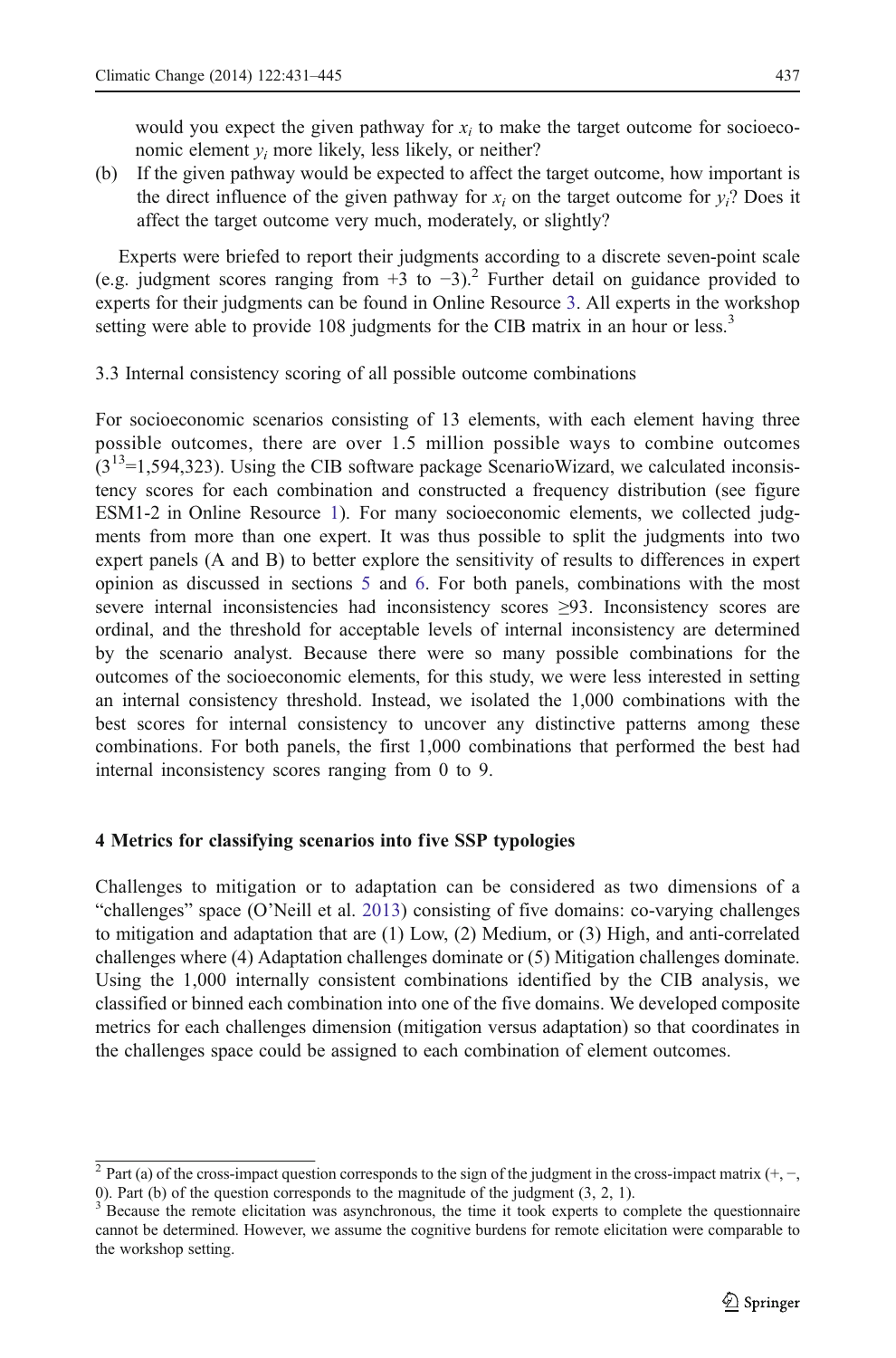would you expect the given pathway for $x_i$ to make the target outcome for socioeconomic element $y_i$ more likely, less likely, or neither?

(b) If the given pathway would be expected to affect the target outcome, how important is the direct influence of the given pathway for $x_i$ on the target outcome for $y_i$? Does it affect the target outcome very much, moderately, or slightly?

Experts were briefed to report their judgments according to a discrete seven-point scale (e.g. judgment scores ranging from +3 to −3).[2] Further detail on guidance provided to experts for their judgments can be found in Online Resource 3. All experts in the workshop setting were able to provide 108 judgments for the CIB matrix in an hour or less.[3]

### 3.3 Internal consistency scoring of all possible outcome combinations

For socioeconomic scenarios consisting of 13 elements, with each element having three possible outcomes, there are over 1.5 million possible ways to combine outcomes ($3^{13}$=1,594,323). Using the CIB software package ScenarioWizard, we calculated inconsistency scores for each combination and constructed a frequency distribution (see figure ESM1-2 in Online Resource 1). For many socioeconomic elements, we collected judgments from more than one expert. It was thus possible to split the judgments into two expert panels (A and B) to better explore the sensitivity of results to differences in expert opinion as discussed in sections 5 and 6. For both panels, combinations with the most severe internal inconsistencies had inconsistency scores ≥93. Inconsistency scores are ordinal, and the threshold for acceptable levels of internal inconsistency are determined by the scenario analyst. Because there were so many possible combinations for the outcomes of the socioeconomic elements, for this study, we were less interested in setting an internal consistency threshold. Instead, we isolated the 1,000 combinations with the best scores for internal consistency to uncover any distinctive patterns among these combinations. For both panels, the first 1,000 combinations that performed the best had internal inconsistency scores ranging from 0 to 9.

## 4 Metrics for classifying scenarios into five SSP typologies

Challenges to mitigation or to adaptation can be considered as two dimensions of a "challenges" space (O'Neill et al. 2013) consisting of five domains: co-varying challenges to mitigation and adaptation that are (1) Low, (2) Medium, or (3) High, and anti-correlated challenges where (4) Adaptation challenges dominate or (5) Mitigation challenges dominate. Using the 1,000 internally consistent combinations identified by the CIB analysis, we classified or binned each combination into one of the five domains. We developed composite metrics for each challenges dimension (mitigation versus adaptation) so that coordinates in the challenges space could be assigned to each combination of element outcomes.

[2] Part (a) of the cross-impact question corresponds to the sign of the judgment in the cross-impact matrix (+, −, 0). Part (b) of the question corresponds to the magnitude of the judgment (3, 2, 1).

[3] Because the remote elicitation was asynchronous, the time it took experts to complete the questionnaire cannot be determined. However, we assume the cognitive burdens for remote elicitation were comparable to the workshop setting.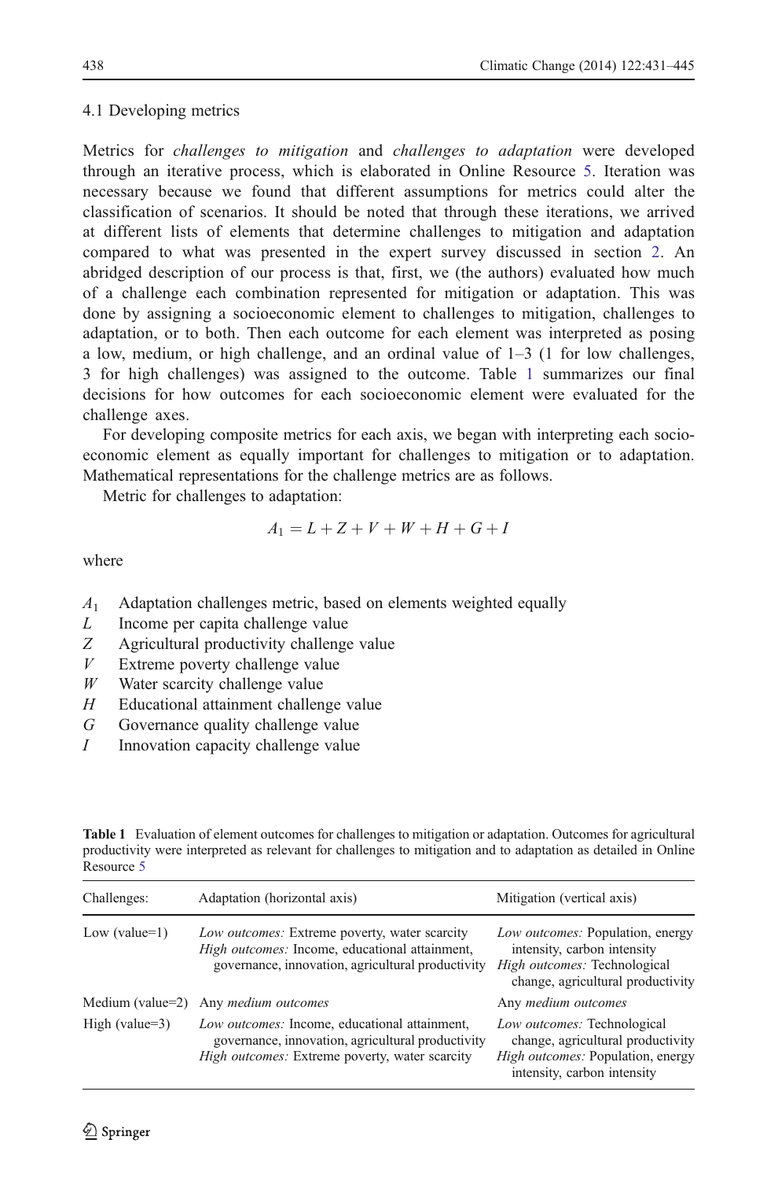### 4.1 Developing metrics

Metrics for *challenges to mitigation* and *challenges to adaptation* were developed through an iterative process, which is elaborated in Online Resource 5. Iteration was necessary because we found that different assumptions for metrics could alter the classification of scenarios. It should be noted that through these iterations, we arrived at different lists of elements that determine challenges to mitigation and adaptation compared to what was presented in the expert survey discussed in section 2. An abridged description of our process is that, first, we (the authors) evaluated how much of a challenge each combination represented for mitigation or adaptation. This was done by assigning a socioeconomic element to challenges to mitigation, challenges to adaptation, or to both. Then each outcome for each element was interpreted as posing a low, medium, or high challenge, and an ordinal value of 1–3 (1 for low challenges, 3 for high challenges) was assigned to the outcome. Table 1 summarizes our final decisions for how outcomes for each socioeconomic element were evaluated for the challenge axes.

For developing composite metrics for each axis, we began with interpreting each socioeconomic element as equally important for challenges to mitigation or to adaptation. Mathematical representations for the challenge metrics are as follows.

Metric for challenges to adaptation:

$$A_1 = L + Z + V + W + H + G + I$$

where

- $A_1$ Adaptation challenges metric, based on elements weighted equally
- $L$ Income per capita challenge value
- $Z$ Agricultural productivity challenge value
- $V$ Extreme poverty challenge value
- $W$ Water scarcity challenge value
- $H$ Educational attainment challenge value
- $G$ Governance quality challenge value
- $I$ Innovation capacity challenge value

**Table 1** Evaluation of element outcomes for challenges to mitigation or adaptation. Outcomes for agricultural productivity were interpreted as relevant for challenges to mitigation and to adaptation as detailed in Online Resource 5

| Challenges: | Adaptation (horizontal axis) | Mitigation (vertical axis) |
|---|---|---|
| Low (value=1) | *Low outcomes:* Extreme poverty, water scarcity<br>*High outcomes:* Income, educational attainment, governance, innovation, agricultural productivity | *Low outcomes:* Population, energy intensity, carbon intensity<br>*High outcomes:* Technological change, agricultural productivity |
| Medium (value=2) | Any *medium outcomes* | Any *medium outcomes* |
| High (value=3) | *Low outcomes:* Income, educational attainment, governance, innovation, agricultural productivity<br>*High outcomes:* Extreme poverty, water scarcity | *Low outcomes:* Technological change, agricultural productivity<br>*High outcomes:* Population, energy intensity, carbon intensity |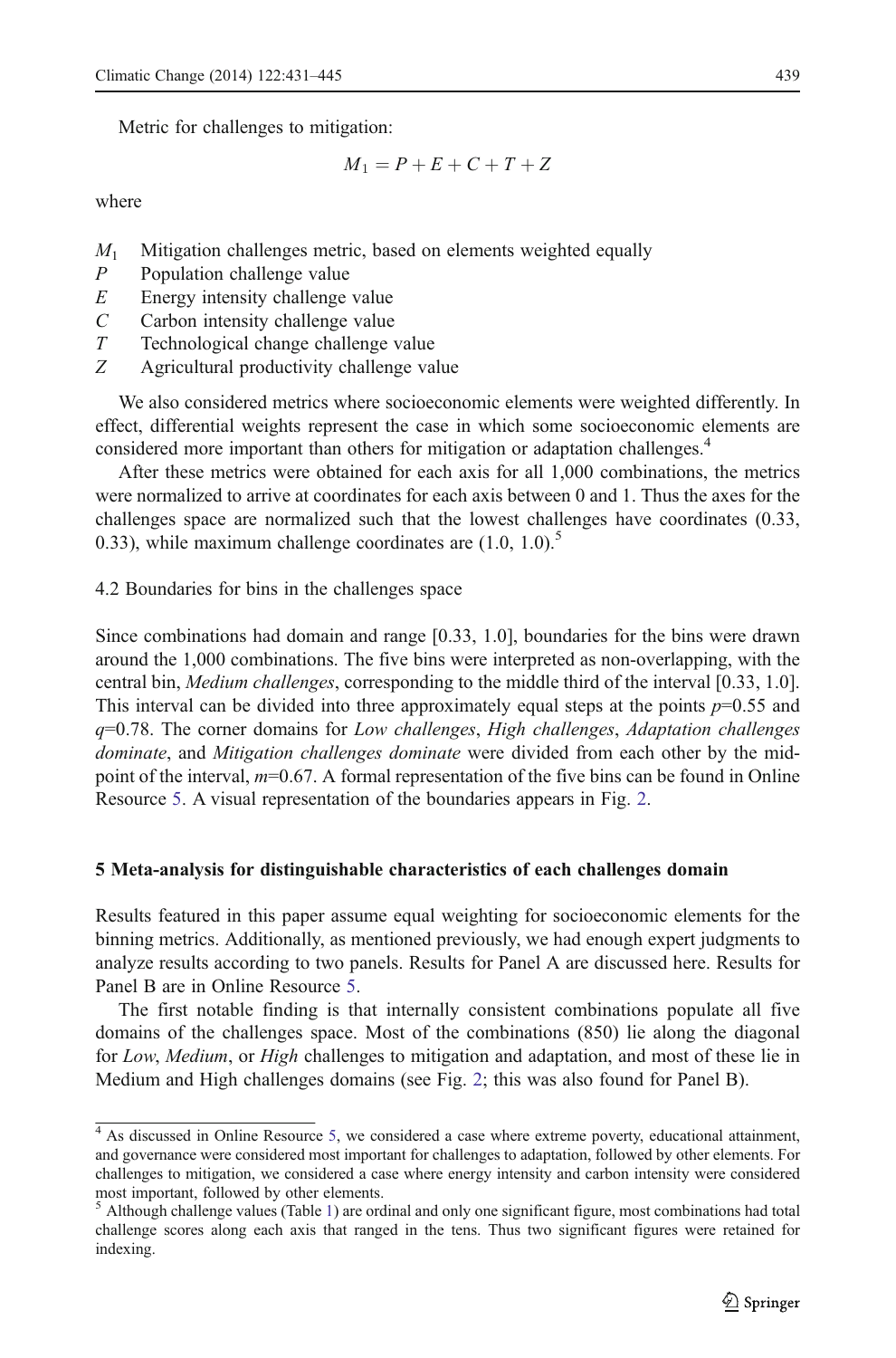Metric for challenges to mitigation:

$$M_1 = P + E + C + T + Z$$

where

- $M_1$ Mitigation challenges metric, based on elements weighted equally
- $P$ Population challenge value
- $E$ Energy intensity challenge value
- $C$ Carbon intensity challenge value
- $T$ Technological change challenge value
- $Z$ Agricultural productivity challenge value

We also considered metrics where socioeconomic elements were weighted differently. In effect, differential weights represent the case in which some socioeconomic elements are considered more important than others for mitigation or adaptation challenges.[4]

After these metrics were obtained for each axis for all 1,000 combinations, the metrics were normalized to arrive at coordinates for each axis between 0 and 1. Thus the axes for the challenges space are normalized such that the lowest challenges have coordinates (0.33, 0.33), while maximum challenge coordinates are (1.0, 1.0).[5]

### 4.2 Boundaries for bins in the challenges space

Since combinations had domain and range [0.33, 1.0], boundaries for the bins were drawn around the 1,000 combinations. The five bins were interpreted as non-overlapping, with the central bin, *Medium challenges*, corresponding to the middle third of the interval [0.33, 1.0]. This interval can be divided into three approximately equal steps at the points $p$=0.55 and $q$=0.78. The corner domains for *Low challenges*, *High challenges*, *Adaptation challenges dominate*, and *Mitigation challenges dominate* were divided from each other by the mid-point of the interval, $m$=0.67. A formal representation of the five bins can be found in Online Resource 5. A visual representation of the boundaries appears in Fig. 2.

## 5 Meta-analysis for distinguishable characteristics of each challenges domain

Results featured in this paper assume equal weighting for socioeconomic elements for the binning metrics. Additionally, as mentioned previously, we had enough expert judgments to analyze results according to two panels. Results for Panel A are discussed here. Results for Panel B are in Online Resource 5.

The first notable finding is that internally consistent combinations populate all five domains of the challenges space. Most of the combinations (850) lie along the diagonal for *Low*, *Medium*, or *High* challenges to mitigation and adaptation, and most of these lie in Medium and High challenges domains (see Fig. 2; this was also found for Panel B).

---

[4] As discussed in Online Resource 5, we considered a case where extreme poverty, educational attainment, and governance were considered most important for challenges to adaptation, followed by other elements. For challenges to mitigation, we considered a case where energy intensity and carbon intensity were considered most important, followed by other elements.

[5] Although challenge values (Table 1) are ordinal and only one significant figure, most combinations had total challenge scores along each axis that ranged in the tens. Thus two significant figures were retained for indexing.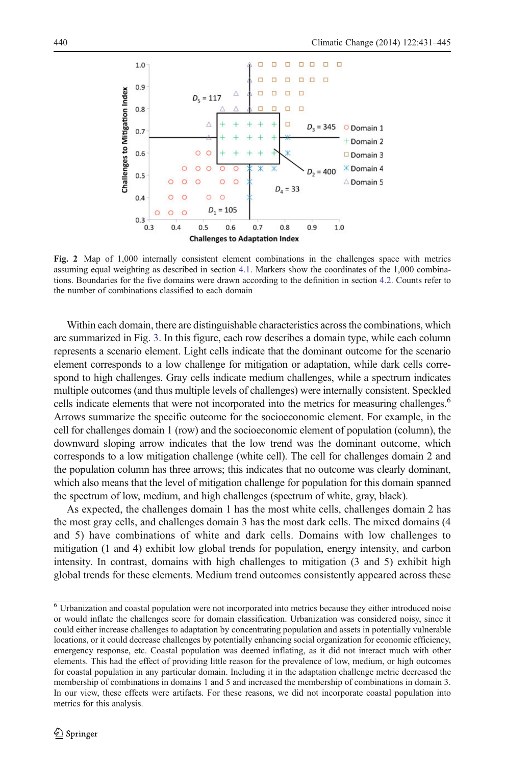**Fig. 2** Map of 1,000 internally consistent element combinations in the challenges space with metrics assuming equal weighting as described in section 4.1. Markers show the coordinates of the 1,000 combinations. Boundaries for the five domains were drawn according to the definition in section 4.2. Counts refer to the number of combinations classified to each domain

Within each domain, there are distinguishable characteristics across the combinations, which are summarized in Fig. 3. In this figure, each row describes a domain type, while each column represents a scenario element. Light cells indicate that the dominant outcome for the scenario element corresponds to a low challenge for mitigation or adaptation, while dark cells correspond to high challenges. Gray cells indicate medium challenges, while a spectrum indicates multiple outcomes (and thus multiple levels of challenges) were internally consistent. Speckled cells indicate elements that were not incorporated into the metrics for measuring challenges.[6] Arrows summarize the specific outcome for the socioeconomic element. For example, in the cell for challenges domain 1 (row) and the socioeconomic element of population (column), the downward sloping arrow indicates that the low trend was the dominant outcome, which corresponds to a low mitigation challenge (white cell). The cell for challenges domain 2 and the population column has three arrows; this indicates that no outcome was clearly dominant, which also means that the level of mitigation challenge for population for this domain spanned the spectrum of low, medium, and high challenges (spectrum of white, gray, black).

As expected, the challenges domain 1 has the most white cells, challenges domain 2 has the most gray cells, and challenges domain 3 has the most dark cells. The mixed domains (4 and 5) have combinations of white and dark cells. Domains with low challenges to mitigation (1 and 4) exhibit low global trends for population, energy intensity, and carbon intensity. In contrast, domains with high challenges to mitigation (3 and 5) exhibit high global trends for these elements. Medium trend outcomes consistently appeared across these

[6] Urbanization and coastal population were not incorporated into metrics because they either introduced noise or would inflate the challenges score for domain classification. Urbanization was considered noisy, since it could either increase challenges to adaptation by concentrating population and assets in potentially vulnerable locations, or it could decrease challenges by potentially enhancing social organization for economic efficiency, emergency response, etc. Coastal population was deemed inflating, as it did not interact much with other elements. This had the effect of providing little reason for the prevalence of low, medium, or high outcomes for coastal population in any particular domain. Including it in the adaptation challenge metric decreased the membership of combinations in domains 1 and 5 and increased the membership of combinations in domain 3. In our view, these effects were artifacts. For these reasons, we did not incorporate coastal population into metrics for this analysis.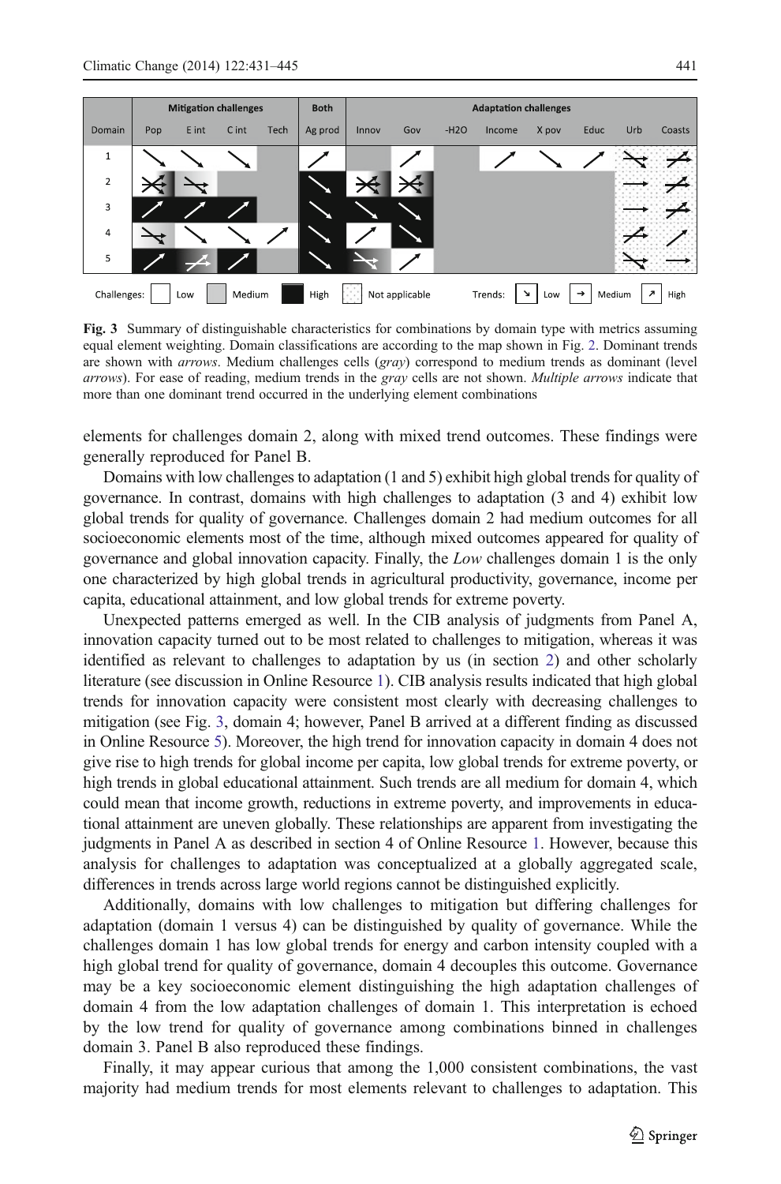**Fig. 3** Summary of distinguishable characteristics for combinations by domain type with metrics assuming equal element weighting. Domain classifications are according to the map shown in Fig. 2. Dominant trends are shown with *arrows*. Medium challenges cells (*gray*) correspond to medium trends as dominant (level *arrows*). For ease of reading, medium trends in the *gray* cells are not shown. *Multiple arrows* indicate that more than one dominant trend occurred in the underlying element combinations

elements for challenges domain 2, along with mixed trend outcomes. These findings were generally reproduced for Panel B.

Domains with low challenges to adaptation (1 and 5) exhibit high global trends for quality of governance. In contrast, domains with high challenges to adaptation (3 and 4) exhibit low global trends for quality of governance. Challenges domain 2 had medium outcomes for all socioeconomic elements most of the time, although mixed outcomes appeared for quality of governance and global innovation capacity. Finally, the *Low* challenges domain 1 is the only one characterized by high global trends in agricultural productivity, governance, income per capita, educational attainment, and low global trends for extreme poverty.

Unexpected patterns emerged as well. In the CIB analysis of judgments from Panel A, innovation capacity turned out to be most related to challenges to mitigation, whereas it was identified as relevant to challenges to adaptation by us (in section 2) and other scholarly literature (see discussion in Online Resource 1). CIB analysis results indicated that high global trends for innovation capacity were consistent most clearly with decreasing challenges to mitigation (see Fig. 3, domain 4; however, Panel B arrived at a different finding as discussed in Online Resource 5). Moreover, the high trend for innovation capacity in domain 4 does not give rise to high trends for global income per capita, low global trends for extreme poverty, or high trends in global educational attainment. Such trends are all medium for domain 4, which could mean that income growth, reductions in extreme poverty, and improvements in educational attainment are uneven globally. These relationships are apparent from investigating the judgments in Panel A as described in section 4 of Online Resource 1. However, because this analysis for challenges to adaptation was conceptualized at a globally aggregated scale, differences in trends across large world regions cannot be distinguished explicitly.

Additionally, domains with low challenges to mitigation but differing challenges for adaptation (domain 1 versus 4) can be distinguished by quality of governance. While the challenges domain 1 has low global trends for energy and carbon intensity coupled with a high global trend for quality of governance, domain 4 decouples this outcome. Governance may be a key socioeconomic element distinguishing the high adaptation challenges of domain 4 from the low adaptation challenges of domain 1. This interpretation is echoed by the low trend for quality of governance among combinations binned in challenges domain 3. Panel B also reproduced these findings.

Finally, it may appear curious that among the 1,000 consistent combinations, the vast majority had medium trends for most elements relevant to challenges to adaptation. This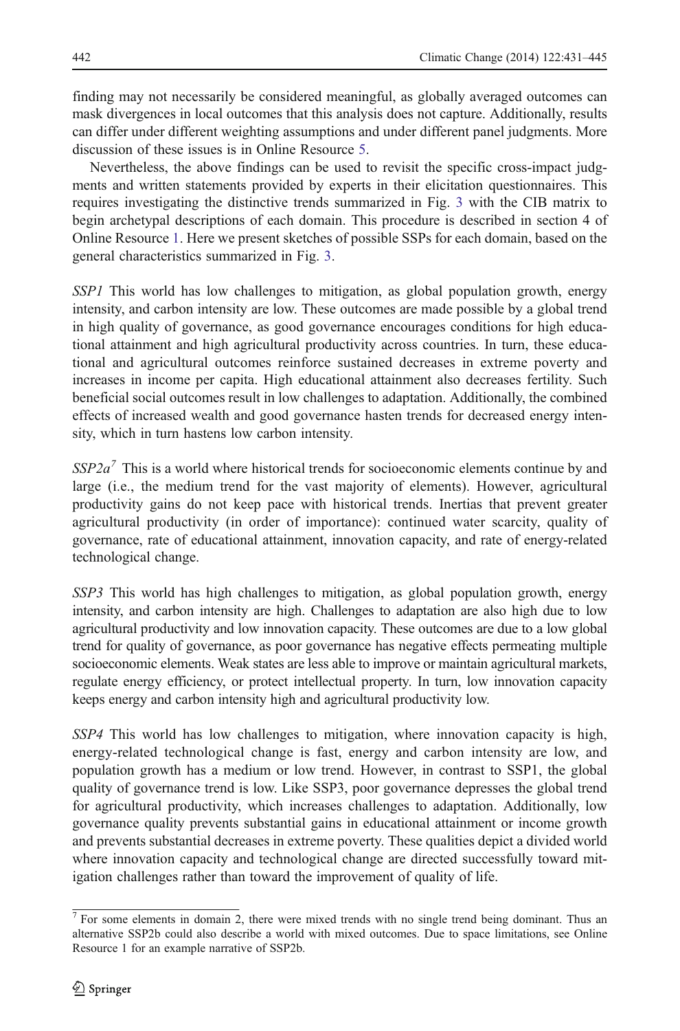finding may not necessarily be considered meaningful, as globally averaged outcomes can mask divergences in local outcomes that this analysis does not capture. Additionally, results can differ under different weighting assumptions and under different panel judgments. More discussion of these issues is in Online Resource 5.

Nevertheless, the above findings can be used to revisit the specific cross-impact judgments and written statements provided by experts in their elicitation questionnaires. This requires investigating the distinctive trends summarized in Fig. 3 with the CIB matrix to begin archetypal descriptions of each domain. This procedure is described in section 4 of Online Resource 1. Here we present sketches of possible SSPs for each domain, based on the general characteristics summarized in Fig. 3.

*SSP1* This world has low challenges to mitigation, as global population growth, energy intensity, and carbon intensity are low. These outcomes are made possible by a global trend in high quality of governance, as good governance encourages conditions for high educational attainment and high agricultural productivity across countries. In turn, these educational and agricultural outcomes reinforce sustained decreases in extreme poverty and increases in income per capita. High educational attainment also decreases fertility. Such beneficial social outcomes result in low challenges to adaptation. Additionally, the combined effects of increased wealth and good governance hasten trends for decreased energy intensity, which in turn hastens low carbon intensity.

*SSP2a*[7] This is a world where historical trends for socioeconomic elements continue by and large (i.e., the medium trend for the vast majority of elements). However, agricultural productivity gains do not keep pace with historical trends. Inertias that prevent greater agricultural productivity (in order of importance): continued water scarcity, quality of governance, rate of educational attainment, innovation capacity, and rate of energy-related technological change.

*SSP3* This world has high challenges to mitigation, as global population growth, energy intensity, and carbon intensity are high. Challenges to adaptation are also high due to low agricultural productivity and low innovation capacity. These outcomes are due to a low global trend for quality of governance, as poor governance has negative effects permeating multiple socioeconomic elements. Weak states are less able to improve or maintain agricultural markets, regulate energy efficiency, or protect intellectual property. In turn, low innovation capacity keeps energy and carbon intensity high and agricultural productivity low.

*SSP4* This world has low challenges to mitigation, where innovation capacity is high, energy-related technological change is fast, energy and carbon intensity are low, and population growth has a medium or low trend. However, in contrast to SSP1, the global quality of governance trend is low. Like SSP3, poor governance depresses the global trend for agricultural productivity, which increases challenges to adaptation. Additionally, low governance quality prevents substantial gains in educational attainment or income growth and prevents substantial decreases in extreme poverty. These qualities depict a divided world where innovation capacity and technological change are directed successfully toward mitigation challenges rather than toward the improvement of quality of life.

[7] For some elements in domain 2, there were mixed trends with no single trend being dominant. Thus an alternative SSP2b could also describe a world with mixed outcomes. Due to space limitations, see Online Resource 1 for an example narrative of SSP2b.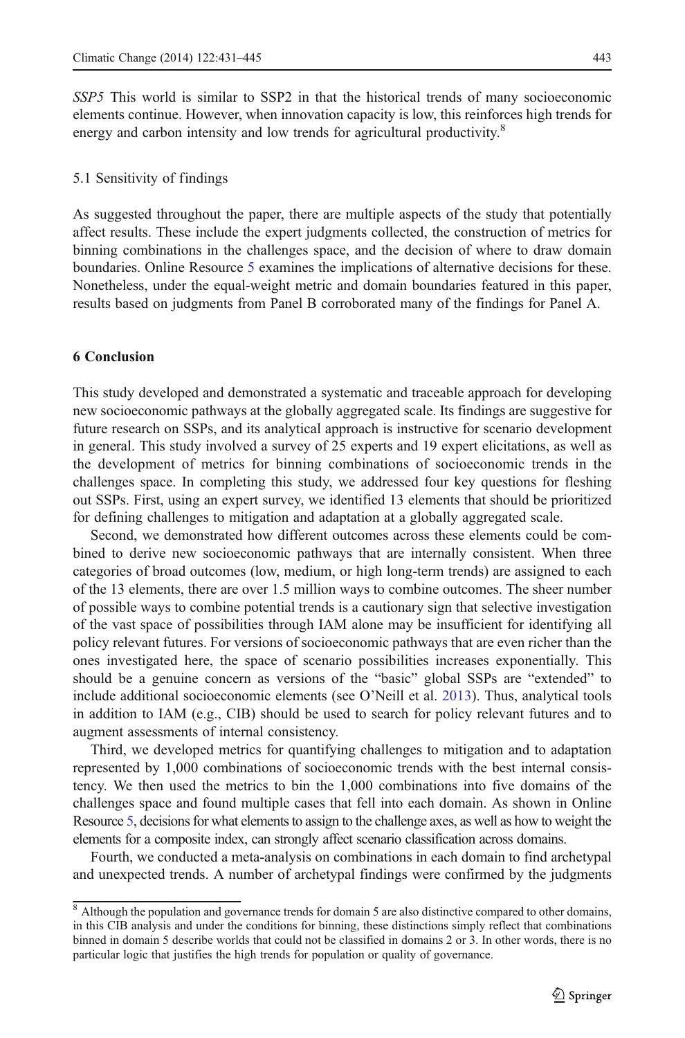*SSP5* This world is similar to SSP2 in that the historical trends of many socioeconomic elements continue. However, when innovation capacity is low, this reinforces high trends for energy and carbon intensity and low trends for agricultural productivity.[8]

### 5.1 Sensitivity of findings

As suggested throughout the paper, there are multiple aspects of the study that potentially affect results. These include the expert judgments collected, the construction of metrics for binning combinations in the challenges space, and the decision of where to draw domain boundaries. Online Resource 5 examines the implications of alternative decisions for these. Nonetheless, under the equal-weight metric and domain boundaries featured in this paper, results based on judgments from Panel B corroborated many of the findings for Panel A.

## 6 Conclusion

This study developed and demonstrated a systematic and traceable approach for developing new socioeconomic pathways at the globally aggregated scale. Its findings are suggestive for future research on SSPs, and its analytical approach is instructive for scenario development in general. This study involved a survey of 25 experts and 19 expert elicitations, as well as the development of metrics for binning combinations of socioeconomic trends in the challenges space. In completing this study, we addressed four key questions for fleshing out SSPs. First, using an expert survey, we identified 13 elements that should be prioritized for defining challenges to mitigation and adaptation at a globally aggregated scale.

Second, we demonstrated how different outcomes across these elements could be combined to derive new socioeconomic pathways that are internally consistent. When three categories of broad outcomes (low, medium, or high long-term trends) are assigned to each of the 13 elements, there are over 1.5 million ways to combine outcomes. The sheer number of possible ways to combine potential trends is a cautionary sign that selective investigation of the vast space of possibilities through IAM alone may be insufficient for identifying all policy relevant futures. For versions of socioeconomic pathways that are even richer than the ones investigated here, the space of scenario possibilities increases exponentially. This should be a genuine concern as versions of the "basic" global SSPs are "extended" to include additional socioeconomic elements (see O'Neill et al. 2013). Thus, analytical tools in addition to IAM (e.g., CIB) should be used to search for policy relevant futures and to augment assessments of internal consistency.

Third, we developed metrics for quantifying challenges to mitigation and to adaptation represented by 1,000 combinations of socioeconomic trends with the best internal consistency. We then used the metrics to bin the 1,000 combinations into five domains of the challenges space and found multiple cases that fell into each domain. As shown in Online Resource 5, decisions for what elements to assign to the challenge axes, as well as how to weight the elements for a composite index, can strongly affect scenario classification across domains.

Fourth, we conducted a meta-analysis on combinations in each domain to find archetypal and unexpected trends. A number of archetypal findings were confirmed by the judgments

[8] Although the population and governance trends for domain 5 are also distinctive compared to other domains, in this CIB analysis and under the conditions for binning, these distinctions simply reflect that combinations binned in domain 5 describe worlds that could not be classified in domains 2 or 3. In other words, there is no particular logic that justifies the high trends for population or quality of governance.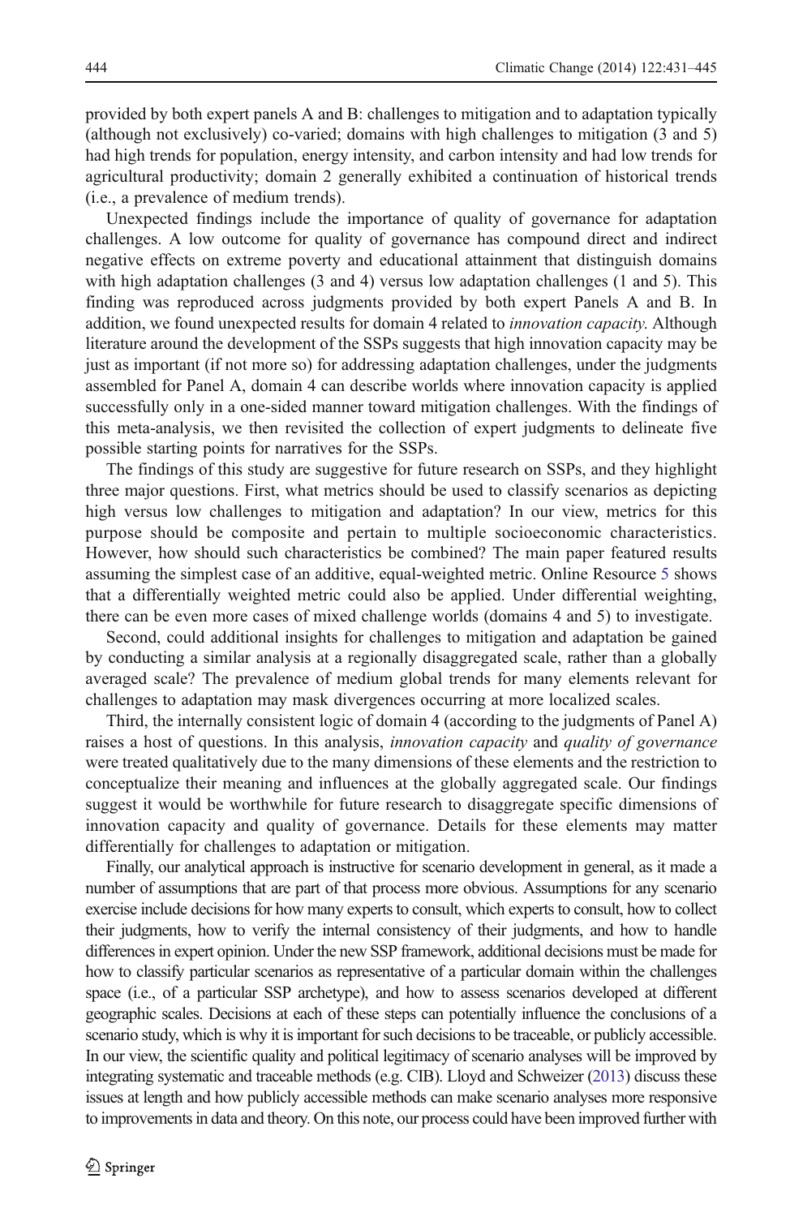provided by both expert panels A and B: challenges to mitigation and to adaptation typically (although not exclusively) co-varied; domains with high challenges to mitigation (3 and 5) had high trends for population, energy intensity, and carbon intensity and had low trends for agricultural productivity; domain 2 generally exhibited a continuation of historical trends (i.e., a prevalence of medium trends).

Unexpected findings include the importance of quality of governance for adaptation challenges. A low outcome for quality of governance has compound direct and indirect negative effects on extreme poverty and educational attainment that distinguish domains with high adaptation challenges (3 and 4) versus low adaptation challenges (1 and 5). This finding was reproduced across judgments provided by both expert Panels A and B. In addition, we found unexpected results for domain 4 related to *innovation capacity*. Although literature around the development of the SSPs suggests that high innovation capacity may be just as important (if not more so) for addressing adaptation challenges, under the judgments assembled for Panel A, domain 4 can describe worlds where innovation capacity is applied successfully only in a one-sided manner toward mitigation challenges. With the findings of this meta-analysis, we then revisited the collection of expert judgments to delineate five possible starting points for narratives for the SSPs.

The findings of this study are suggestive for future research on SSPs, and they highlight three major questions. First, what metrics should be used to classify scenarios as depicting high versus low challenges to mitigation and adaptation? In our view, metrics for this purpose should be composite and pertain to multiple socioeconomic characteristics. However, how should such characteristics be combined? The main paper featured results assuming the simplest case of an additive, equal-weighted metric. Online Resource 5 shows that a differentially weighted metric could also be applied. Under differential weighting, there can be even more cases of mixed challenge worlds (domains 4 and 5) to investigate.

Second, could additional insights for challenges to mitigation and adaptation be gained by conducting a similar analysis at a regionally disaggregated scale, rather than a globally averaged scale? The prevalence of medium global trends for many elements relevant for challenges to adaptation may mask divergences occurring at more localized scales.

Third, the internally consistent logic of domain 4 (according to the judgments of Panel A) raises a host of questions. In this analysis, *innovation capacity* and *quality of governance* were treated qualitatively due to the many dimensions of these elements and the restriction to conceptualize their meaning and influences at the globally aggregated scale. Our findings suggest it would be worthwhile for future research to disaggregate specific dimensions of innovation capacity and quality of governance. Details for these elements may matter differentially for challenges to adaptation or mitigation.

Finally, our analytical approach is instructive for scenario development in general, as it made a number of assumptions that are part of that process more obvious. Assumptions for any scenario exercise include decisions for how many experts to consult, which experts to consult, how to collect their judgments, how to verify the internal consistency of their judgments, and how to handle differences in expert opinion. Under the new SSP framework, additional decisions must be made for how to classify particular scenarios as representative of a particular domain within the challenges space (i.e., of a particular SSP archetype), and how to assess scenarios developed at different geographic scales. Decisions at each of these steps can potentially influence the conclusions of a scenario study, which is why it is important for such decisions to be traceable, or publicly accessible. In our view, the scientific quality and political legitimacy of scenario analyses will be improved by integrating systematic and traceable methods (e.g. CIB). Lloyd and Schweizer (2013) discuss these issues at length and how publicly accessible methods can make scenario analyses more responsive to improvements in data and theory. On this note, our process could have been improved further with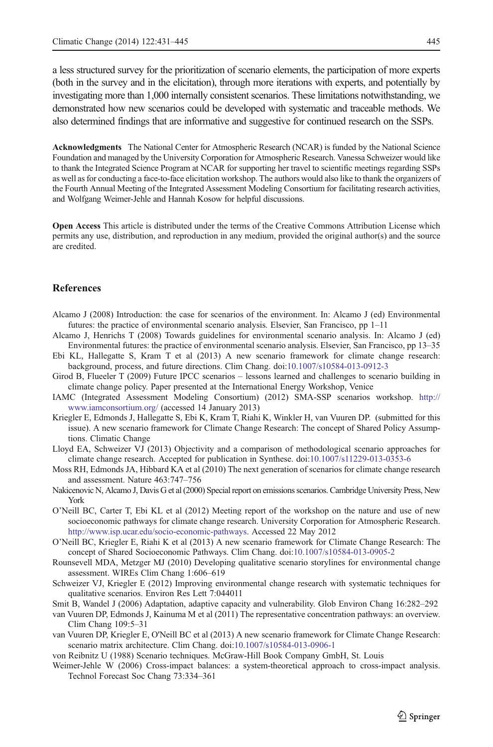a less structured survey for the prioritization of scenario elements, the participation of more experts (both in the survey and in the elicitation), through more iterations with experts, and potentially by investigating more than 1,000 internally consistent scenarios. These limitations notwithstanding, we demonstrated how new scenarios could be developed with systematic and traceable methods. We also determined findings that are informative and suggestive for continued research on the SSPs.

**Acknowledgments** The National Center for Atmospheric Research (NCAR) is funded by the National Science Foundation and managed by the University Corporation for Atmospheric Research. Vanessa Schweizer would like to thank the Integrated Science Program at NCAR for supporting her travel to scientific meetings regarding SSPs as well as for conducting a face-to-face elicitation workshop. The authors would also like to thank the organizers of the Fourth Annual Meeting of the Integrated Assessment Modeling Consortium for facilitating research activities, and Wolfgang Weimer-Jehle and Hannah Kosow for helpful discussions.

**Open Access** This article is distributed under the terms of the Creative Commons Attribution License which permits any use, distribution, and reproduction in any medium, provided the original author(s) and the source are credited.

## References

Alcamo J (2008) Introduction: the case for scenarios of the environment. In: Alcamo J (ed) Environmental futures: the practice of environmental scenario analysis. Elsevier, San Francisco, pp 1–11

Alcamo J, Henrichs T (2008) Towards guidelines for environmental scenario analysis. In: Alcamo J (ed) Environmental futures: the practice of environmental scenario analysis. Elsevier, San Francisco, pp 13–35

Ebi KL, Hallegatte S, Kram T et al (2013) A new scenario framework for climate change research: background, process, and future directions. Clim Chang. doi:10.1007/s10584-013-0912-3

Girod B, Flueeler T (2009) Future IPCC scenarios – lessons learned and challenges to scenario building in climate change policy. Paper presented at the International Energy Workshop, Venice

IAMC (Integrated Assessment Modeling Consortium) (2012) SMA-SSP scenarios workshop. http://www.iamconsortium.org/ (accessed 14 January 2013)

Kriegler E, Edmonds J, Hallegatte S, Ebi K, Kram T, Riahi K, Winkler H, van Vuuren DP. (submitted for this issue). A new scenario framework for Climate Change Research: The concept of Shared Policy Assumptions. Climatic Change

Lloyd EA, Schweizer VJ (2013) Objectivity and a comparison of methodological scenario approaches for climate change research. Accepted for publication in Synthese. doi:10.1007/s11229-013-0353-6

Moss RH, Edmonds JA, Hibbard KA et al (2010) The next generation of scenarios for climate change research and assessment. Nature 463:747–756

Nakicenovic N, Alcamo J, Davis G et al (2000) Special report on emissions scenarios. Cambridge University Press, New York

O'Neill BC, Carter T, Ebi KL et al (2012) Meeting report of the workshop on the nature and use of new socioeconomic pathways for climate change research. University Corporation for Atmospheric Research. http://www.isp.ucar.edu/socio-economic-pathways. Accessed 22 May 2012

O'Neill BC, Kriegler E, Riahi K et al (2013) A new scenario framework for Climate Change Research: The concept of Shared Socioeconomic Pathways. Clim Chang. doi:10.1007/s10584-013-0905-2

Rounsevell MDA, Metzger MJ (2010) Developing qualitative scenario storylines for environmental change assessment. WIREs Clim Chang 1:606–619

Schweizer VJ, Kriegler E (2012) Improving environmental change research with systematic techniques for qualitative scenarios. Environ Res Lett 7:044011

Smit B, Wandel J (2006) Adaptation, adaptive capacity and vulnerability. Glob Environ Chang 16:282–292

van Vuuren DP, Edmonds J, Kainuma M et al (2011) The representative concentration pathways: an overview. Clim Chang 109:5–31

van Vuuren DP, Kriegler E, O'Neill BC et al (2013) A new scenario framework for Climate Change Research: scenario matrix architecture. Clim Chang. doi:10.1007/s10584-013-0906-1

von Reibnitz U (1988) Scenario techniques. McGraw-Hill Book Company GmbH, St. Louis

Weimer-Jehle W (2006) Cross-impact balances: a system-theoretical approach to cross-impact analysis. Technol Forecast Soc Chang 73:334–361